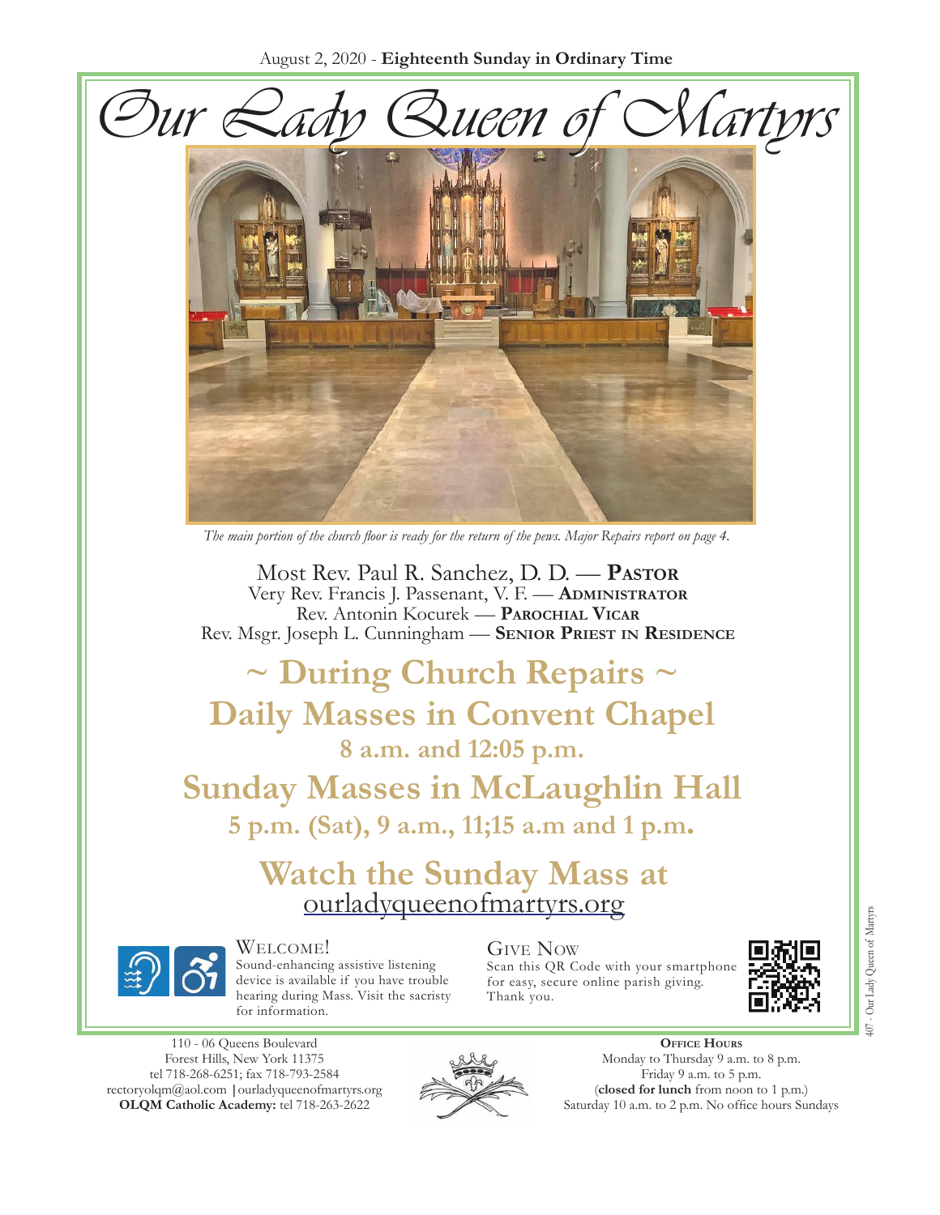August 2, 2020 - **Eighteenth Sunday in Ordinary Time**

# *Our Lady Queen of Martyrs*

*The main portion of the church floor is ready for the return of the pews. Major Repairs report on page 4.*

Most Rev. Paul R. Sanchez, D. D. — **Pastor**
Very Rev. Francis J. Passenant, V. F. — **Administrator**
Rev. Antonin Kocurek — **Parochial Vicar**
Rev. Msgr. Joseph L. Cunningham — **Senior Priest in Residence**

## ~ During Church Repairs ~

## Daily Masses in Convent Chapel

**8 a.m. and 12:05 p.m.**

## Sunday Masses in McLaughlin Hall

**5 p.m. (Sat), 9 a.m., 11;15 a.m and 1 p.m.**

## Watch the Sunday Mass at

ourladyqueenofmartyrs.org

Welcome!
Sound-enhancing assistive listening device is available if you have trouble hearing during Mass. Visit the sacristy for information.

Give Now
Scan this QR Code with your smartphone for easy, secure online parish giving. Thank you.

110 - 06 Queens Boulevard
Forest Hills, New York 11375
tel 718-268-6251; fax 718-793-2584
rectoryolqm@aol.com | ourladyqueenofmartyrs.org
**OLQM Catholic Academy:** tel 718-263-2622

**Office Hours**
Monday to Thursday 9 a.m. to 8 p.m.
Friday 9 a.m. to 5 p.m.
(**closed for lunch** from noon to 1 p.m.)
Saturday 10 a.m. to 2 p.m. No office hours Sundays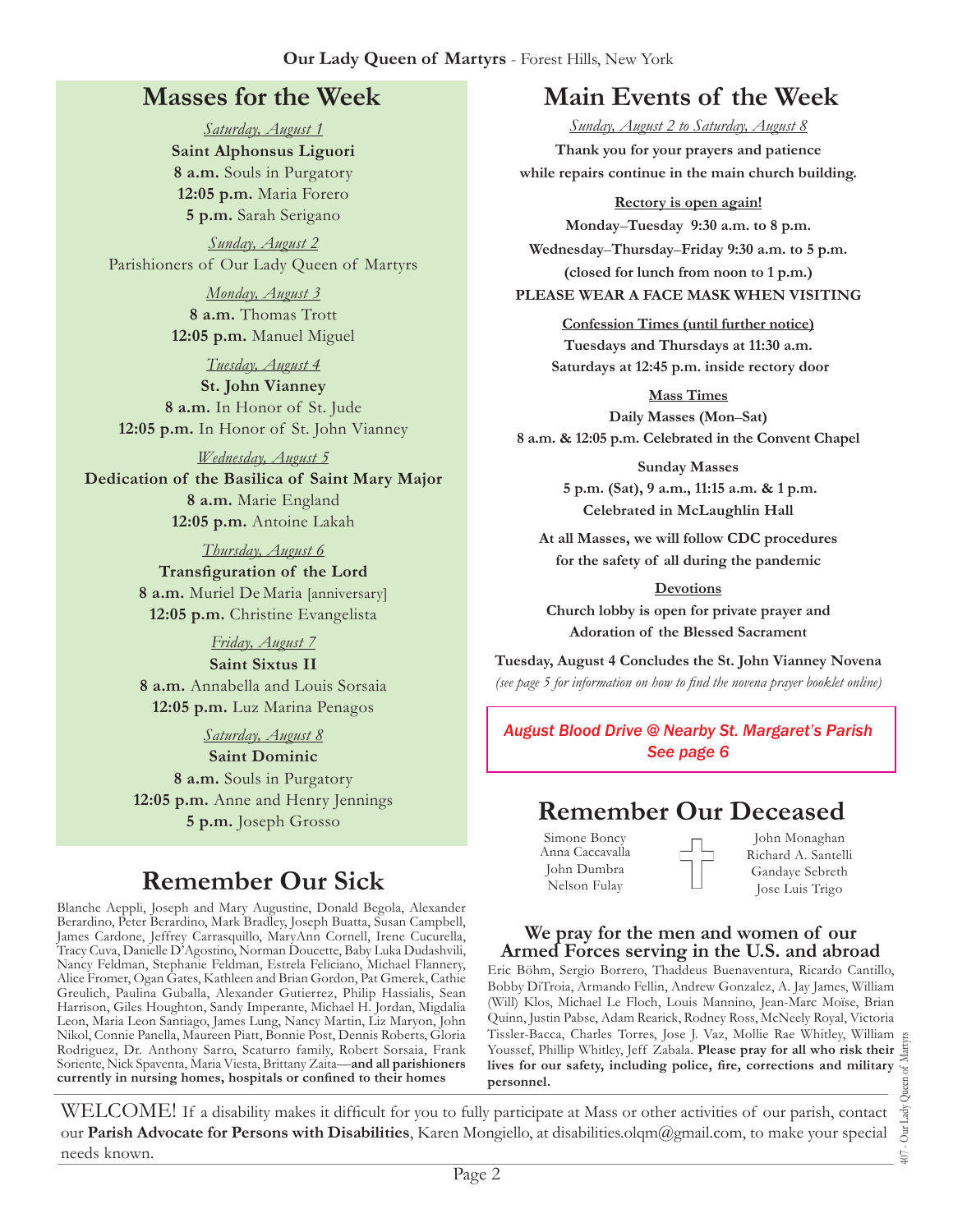## Masses for the Week

*Saturday, August 1*
**Saint Alphonsus Liguori**
**8 a.m.** Souls in Purgatory
**12:05 p.m.** Maria Forero
**5 p.m.** Sarah Serigano

*Sunday, August 2*
Parishioners of Our Lady Queen of Martyrs

*Monday, August 3*
**8 a.m.** Thomas Trott
**12:05 p.m.** Manuel Miguel

*Tuesday, August 4*
**St. John Vianney**
**8 a.m.** In Honor of St. Jude
**12:05 p.m.** In Honor of St. John Vianney

*Wednesday, August 5*
**Dedication of the Basilica of Saint Mary Major**
**8 a.m.** Marie England
**12:05 p.m.** Antoine Lakah

*Thursday, August 6*
**Transfiguration of the Lord**
**8 a.m.** Muriel De Maria [anniversary]
**12:05 p.m.** Christine Evangelista

*Friday, August 7*
**Saint Sixtus II**
**8 a.m.** Annabella and Louis Sorsaia
**12:05 p.m.** Luz Marina Penagos

*Saturday, August 8*
**Saint Dominic**
**8 a.m.** Souls in Purgatory
**12:05 p.m.** Anne and Henry Jennings
**5 p.m.** Joseph Grosso

## Remember Our Sick

Blanche Aeppli, Joseph and Mary Augustine, Donald Begola, Alexander Berardino, Peter Berardino, Mark Bradley, Joseph Buatta, Susan Campbell, James Cardone, Jeffrey Carrasquillo, MaryAnn Cornell, Irene Cucurella, Tracy Cuva, Danielle D'Agostino, Norman Doucette, Baby Luka Dudashvili, Nancy Feldman, Stephanie Feldman, Estrela Feliciano, Michael Flannery, Alice Fromer, Ogan Gates, Kathleen and Brian Gordon, Pat Gmerek, Cathie Greulich, Paulina Guballa, Alexander Gutierrez, Philip Hassialis, Sean Harrison, Giles Houghton, Sandy Imperante, Michael H. Jordan, Migdalia Leon, Maria Leon Santiago, James Lung, Nancy Martin, Liz Maryon, John Nikol, Connie Panella, Maureen Piatt, Bonnie Post, Dennis Roberts, Gloria Rodriguez, Dr. Anthony Sarro, Scaturro family, Robert Sorsaia, Frank Soriente, Nick Spaventa, Maria Viesta, Brittany Zaita—**and all parishioners currently in nursing homes, hospitals or confined to their homes**

## Main Events of the Week

*Sunday, August 2 to Saturday, August 8*

**Thank you for your prayers and patience while repairs continue in the main church building.**

**Rectory is open again!**
**Monday–Tuesday 9:30 a.m. to 8 p.m.**
**Wednesday–Thursday–Friday 9:30 a.m. to 5 p.m.**
**(closed for lunch from noon to 1 p.m.)**
**PLEASE WEAR A FACE MASK WHEN VISITING**

**Confession Times (until further notice)**
**Tuesdays and Thursdays at 11:30 a.m.**
**Saturdays at 12:45 p.m. inside rectory door**

**Mass Times**
**Daily Masses (Mon–Sat)**
**8 a.m. & 12:05 p.m. Celebrated in the Convent Chapel**

**Sunday Masses**
**5 p.m. (Sat), 9 a.m., 11:15 a.m. & 1 p.m.**
**Celebrated in McLaughlin Hall**

**At all Masses, we will follow CDC procedures for the safety of all during the pandemic**

**Devotions**
**Church lobby is open for private prayer and Adoration of the Blessed Sacrament**

**Tuesday, August 4 Concludes the St. John Vianney Novena**
*(see page 5 for information on how to find the novena prayer booklet online)*

*August Blood Drive @ Nearby St. Margaret's Parish*
*See page 6*

## Remember Our Deceased

Simone Boncy
Anna Caccavalla
John Dumbra
Nelson Fulay
John Monaghan
Richard A. Santelli
Gandaye Sebreth
Jose Luis Trigo

### We pray for the men and women of our Armed Forces serving in the U.S. and abroad

Eric Böhm, Sergio Borrero, Thaddeus Buenaventura, Ricardo Cantillo, Bobby DiTroia, Armando Fellin, Andrew Gonzalez, A. Jay James, William (Will) Klos, Michael Le Floch, Louis Mannino, Jean-Marc Moise, Brian Quinn, Justin Pabse, Adam Rearick, Rodney Ross, McNeely Royal, Victoria Tissler-Bacca, Charles Torres, Jose J. Vaz, Mollie Rae Whitley, William Youssef, Phillip Whitley, Jeff Zabala. **Please pray for all who risk their lives for our safety, including police, fire, corrections and military personnel.**

WELCOME! If a disability makes it difficult for you to fully participate at Mass or other activities of our parish, contact our **Parish Advocate for Persons with Disabilities**, Karen Mongiello, at disabilities.olqm@gmail.com, to make your special needs known.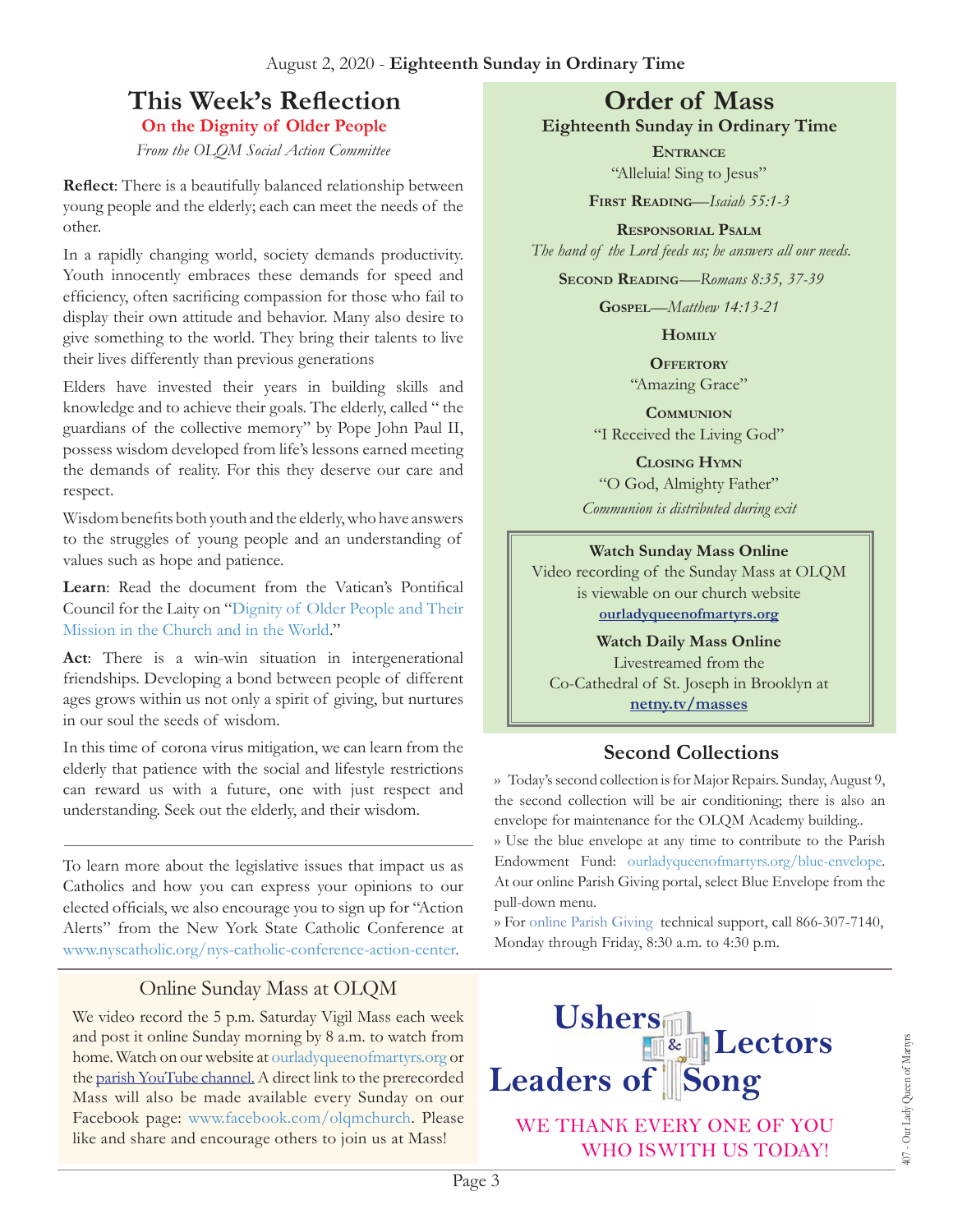August 2, 2020 - **Eighteenth Sunday in Ordinary Time**

# This Week's Reflection

**On the Dignity of Older People**

*From the OLQM Social Action Committee*

**Reflect**: There is a beautifully balanced relationship between young people and the elderly; each can meet the needs of the other.

In a rapidly changing world, society demands productivity. Youth innocently embraces these demands for speed and efficiency, often sacrificing compassion for those who fail to display their own attitude and behavior. Many also desire to give something to the world. They bring their talents to live their lives differently than previous generations

Elders have invested their years in building skills and knowledge and to achieve their goals. The elderly, called " the guardians of the collective memory" by Pope John Paul II, possess wisdom developed from life's lessons earned meeting the demands of reality. For this they deserve our care and respect.

Wisdom benefits both youth and the elderly, who have answers to the struggles of young people and an understanding of values such as hope and patience.

**Learn**: Read the document from the Vatican's Pontifical Council for the Laity on "Dignity of Older People and Their Mission in the Church and in the World."

**Act**: There is a win-win situation in intergenerational friendships. Developing a bond between people of different ages grows within us not only a spirit of giving, but nurtures in our soul the seeds of wisdom.

In this time of corona virus mitigation, we can learn from the elderly that patience with the social and lifestyle restrictions can reward us with a future, one with just respect and understanding. Seek out the elderly, and their wisdom.

---

To learn more about the legislative issues that impact us as Catholics and how you can express your opinions to our elected officials, we also encourage you to sign up for "Action Alerts" from the New York State Catholic Conference at www.nyscatholic.org/nys-catholic-conference-action-center.

## Online Sunday Mass at OLQM

We video record the 5 p.m. Saturday Vigil Mass each week and post it online Sunday morning by 8 a.m. to watch from home. Watch on our website at ourladyqueenofmartyrs.org or the parish YouTube channel. A direct link to the prerecorded Mass will also be made available every Sunday on our Facebook page: www.facebook.com/olqmchurch. Please like and share and encourage others to join us at Mass!

# Order of Mass

**Eighteenth Sunday in Ordinary Time**

**Entrance**
"Alleluia! Sing to Jesus"

**First Reading**—*Isaiah 55:1-3*

**Responsorial Psalm**
*The hand of the Lord feeds us; he answers all our needs.*

**Second Reading**—*Romans 8:35, 37-39*

**Gospel**—*Matthew 14:13-21*

**Homily**

**Offertory**
"Amazing Grace"

**Communion**
"I Received the Living God"

**Closing Hymn**
"O God, Almighty Father"

*Communion is distributed during exit*

**Watch Sunday Mass Online**
Video recording of the Sunday Mass at OLQM is viewable on our church website
**ourladyqueenofmartyrs.org**

**Watch Daily Mass Online**
Livestreamed from the Co-Cathedral of St. Joseph in Brooklyn at
**netny.tv/masses**

## Second Collections

» Today's second collection is for Major Repairs. Sunday, August 9, the second collection will be air conditioning; there is also an envelope for maintenance for the OLQM Academy building..

» Use the blue envelope at any time to contribute to the Parish Endowment Fund: ourladyqueenofmartyrs.org/blue-envelope. At our online Parish Giving portal, select Blue Envelope from the pull-down menu.

» For online Parish Giving technical support, call 866-307-7140, Monday through Friday, 8:30 a.m. to 4:30 p.m.

**Ushers & Lectors**
**Leaders of Song**

WE THANK EVERY ONE OF YOU WHO IS WITH US TODAY!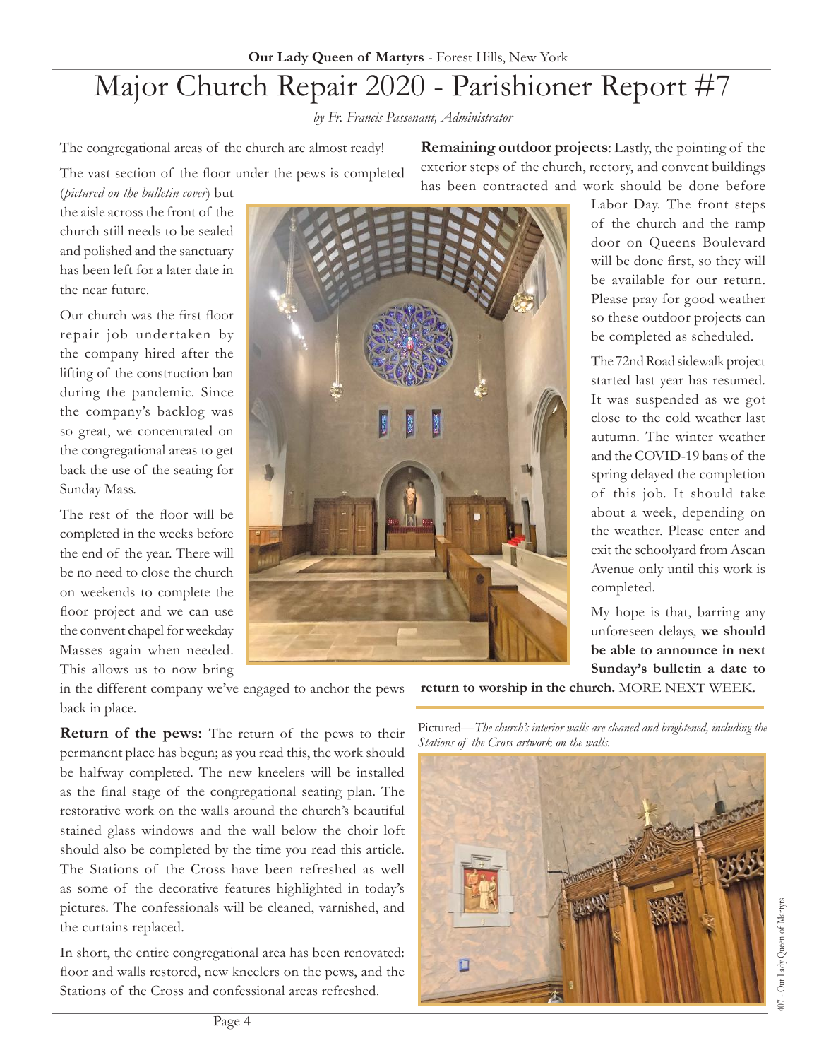**Our Lady Queen of Martyrs** - Forest Hills, New York

# Major Church Repair 2020 - Parishioner Report #7

*by Fr. Francis Passenant, Administrator*

The congregational areas of the church are almost ready!

The vast section of the floor under the pews is completed (*pictured on the bulletin cover*) but the aisle across the front of the church still needs to be sealed and polished and the sanctuary has been left for a later date in the near future.

Our church was the first floor repair job undertaken by the company hired after the lifting of the construction ban during the pandemic. Since the company's backlog was so great, we concentrated on the congregational areas to get back the use of the seating for Sunday Mass.

The rest of the floor will be completed in the weeks before the end of the year. There will be no need to close the church on weekends to complete the floor project and we can use the convent chapel for weekday Masses again when needed. This allows us to now bring in the different company we've engaged to anchor the pews back in place.

**Return of the pews:** The return of the pews to their permanent place has begun; as you read this, the work should be halfway completed. The new kneelers will be installed as the final stage of the congregational seating plan. The restorative work on the walls around the church's beautiful stained glass windows and the wall below the choir loft should also be completed by the time you read this article. The Stations of the Cross have been refreshed as well as some of the decorative features highlighted in today's pictures. The confessionals will be cleaned, varnished, and the curtains replaced.

In short, the entire congregational area has been renovated: floor and walls restored, new kneelers on the pews, and the Stations of the Cross and confessional areas refreshed.

**Remaining outdoor projects**: Lastly, the pointing of the exterior steps of the church, rectory, and convent buildings has been contracted and work should be done before Labor Day. The front steps of the church and the ramp door on Queens Boulevard will be done first, so they will be available for our return. Please pray for good weather so these outdoor projects can be completed as scheduled.

The 72nd Road sidewalk project started last year has resumed. It was suspended as we got close to the cold weather last autumn. The winter weather and the COVID-19 bans of the spring delayed the completion of this job. It should take about a week, depending on the weather. Please enter and exit the schoolyard from Ascan Avenue only until this work is completed.

My hope is that, barring any unforeseen delays, **we should be able to announce in next Sunday's bulletin a date to return to worship in the church.** MORE NEXT WEEK.

Pictured—*The church's interior walls are cleaned and brightened, including the Stations of the Cross artwork on the walls.*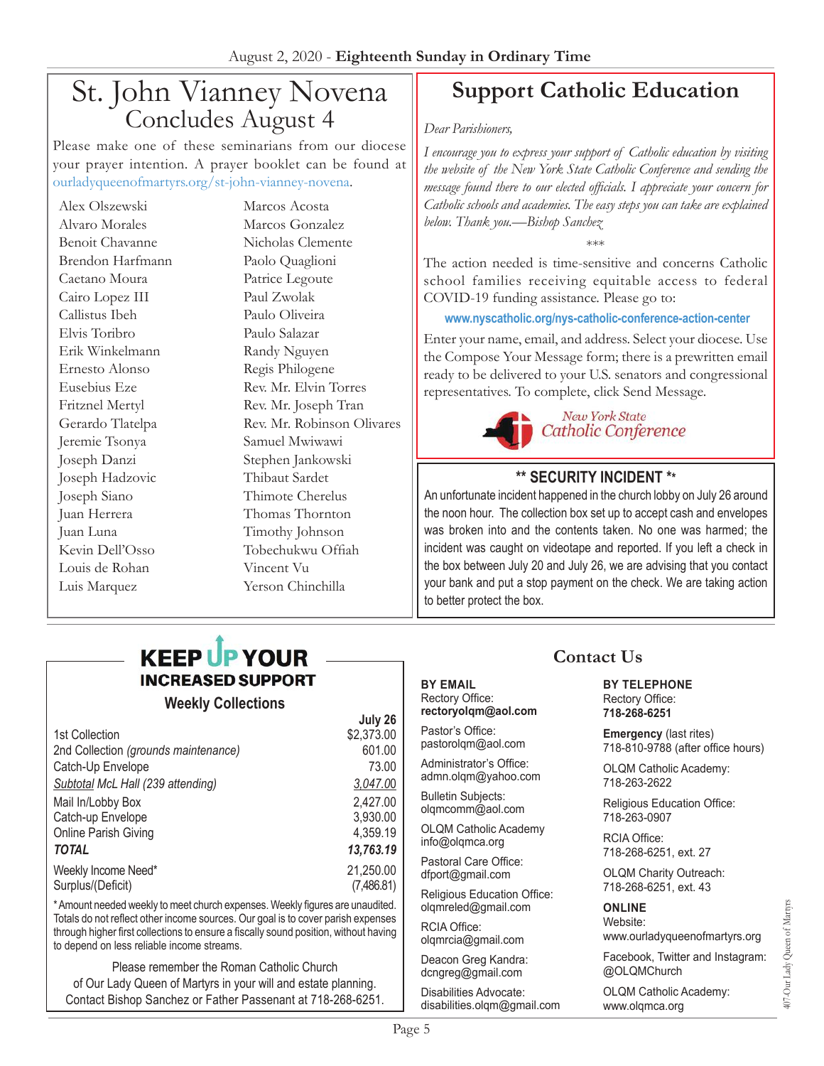August 2, 2020 - **Eighteenth Sunday in Ordinary Time**

# St. John Vianney Novena Concludes August 4

Please make one of these seminarians from our diocese your prayer intention. A prayer booklet can be found at ourladyqueenofmartyrs.org/st-john-vianney-novena.

Alex Olszewski
Alvaro Morales
Benoit Chavanne
Brendon Harfmann
Caetano Moura
Cairo Lopez III
Callistus Ibeh
Elvis Toribro
Erik Winkelmann
Ernesto Alonso
Eusebius Eze
Fritznel Mertyl
Gerardo Tlatelpa
Jeremie Tsonya
Joseph Danzi
Joseph Hadzovic
Joseph Siano
Juan Herrera
Juan Luna
Kevin Dell'Osso
Louis de Rohan
Luis Marquez
Marcos Acosta
Marcos Gonzalez
Nicholas Clemente
Paolo Quaglioni
Patrice Legoute
Paul Zwolak
Paulo Oliveira
Paulo Salazar
Randy Nguyen
Regis Philogene
Rev. Mr. Elvin Torres
Rev. Mr. Joseph Tran
Rev. Mr. Robinson Olivares
Samuel Mwiwawi
Stephen Jankowski
Thibaut Sardet
Thimote Cherelus
Thomas Thornton
Timothy Johnson
Tobechukwu Offiah
Vincent Vu
Yerson Chinchilla

# Support Catholic Education

*Dear Parishioners,*

*I encourage you to express your support of Catholic education by visiting the website of the New York State Catholic Conference and sending the message found there to our elected officials. I appreciate your concern for Catholic schools and academies. The easy steps you can take are explained below. Thank you.—Bishop Sanchez*

\*\*\*

The action needed is time-sensitive and concerns Catholic school families receiving equitable access to federal COVID-19 funding assistance. Please go to:

**www.nyscatholic.org/nys-catholic-conference-action-center**

Enter your name, email, and address. Select your diocese. Use the Compose Your Message form; there is a prewritten email ready to be delivered to your U.S. senators and congressional representatives. To complete, click Send Message.

New York State Catholic Conference

## ** SECURITY INCIDENT **

An unfortunate incident happened in the church lobby on July 26 around the noon hour. The collection box set up to accept cash and envelopes was broken into and the contents taken. No one was harmed; the incident was caught on videotape and reported. If you left a check in the box between July 20 and July 26, we are advising that you contact your bank and put a stop payment on the check. We are taking action to better protect the box.

## KEEP UP YOUR INCREASED SUPPORT

### Weekly Collections

| | July 26 |
|---|---:|
| 1st Collection | $2,373.00 |
| 2nd Collection *(grounds maintenance)* | 601.00 |
| Catch-Up Envelope | 73.00 |
| *Subtotal McL Hall (239 attending)* | *3,047.00* |
| Mail In/Lobby Box | 2,427.00 |
| Catch-up Envelope | 3,930.00 |
| Online Parish Giving | 4,359.19 |
| ***TOTAL*** | ***13,763.19*** |
| Weekly Income Need* | 21,250.00 |
| Surplus/(Deficit) | (7,486.81) |

*Amount needed weekly to meet church expenses. Weekly figures are unaudited. Totals do not reflect other income sources. Our goal is to cover parish expenses through higher first collections to ensure a fiscally sound position, without having to depend on less reliable income streams.

Please remember the Roman Catholic Church of Our Lady Queen of Martyrs in your will and estate planning. Contact Bishop Sanchez or Father Passenant at 718-268-6251.

## Contact Us

**BY EMAIL**

Rectory Office:
**rectoryolqm@aol.com**

Pastor's Office:
pastorolqm@aol.com

Administrator's Office:
admn.olqm@yahoo.com

Bulletin Subjects:
olqmcomm@aol.com

OLQM Catholic Academy
info@olqmca.org

Pastoral Care Office:
dfport@gmail.com

Religious Education Office:
olqmreled@gmail.com

RCIA Office:
olqmrcia@gmail.com

Deacon Greg Kandra:
dcngreg@gmail.com

Disabilities Advocate:
disabilities.olqm@gmail.com

**BY TELEPHONE**

Rectory Office:
**718-268-6251**

**Emergency** (last rites)
718-810-9788 (after office hours)

OLQM Catholic Academy:
718-263-2622

Religious Education Office:
718-263-0907

RCIA Office:
718-268-6251, ext. 27

OLQM Charity Outreach:
718-268-6251, ext. 43

**ONLINE**

Website:
www.ourladyqueenofmartyrs.org

Facebook, Twitter and Instagram:
@OLQMChurch

OLQM Catholic Academy:
www.olqmca.org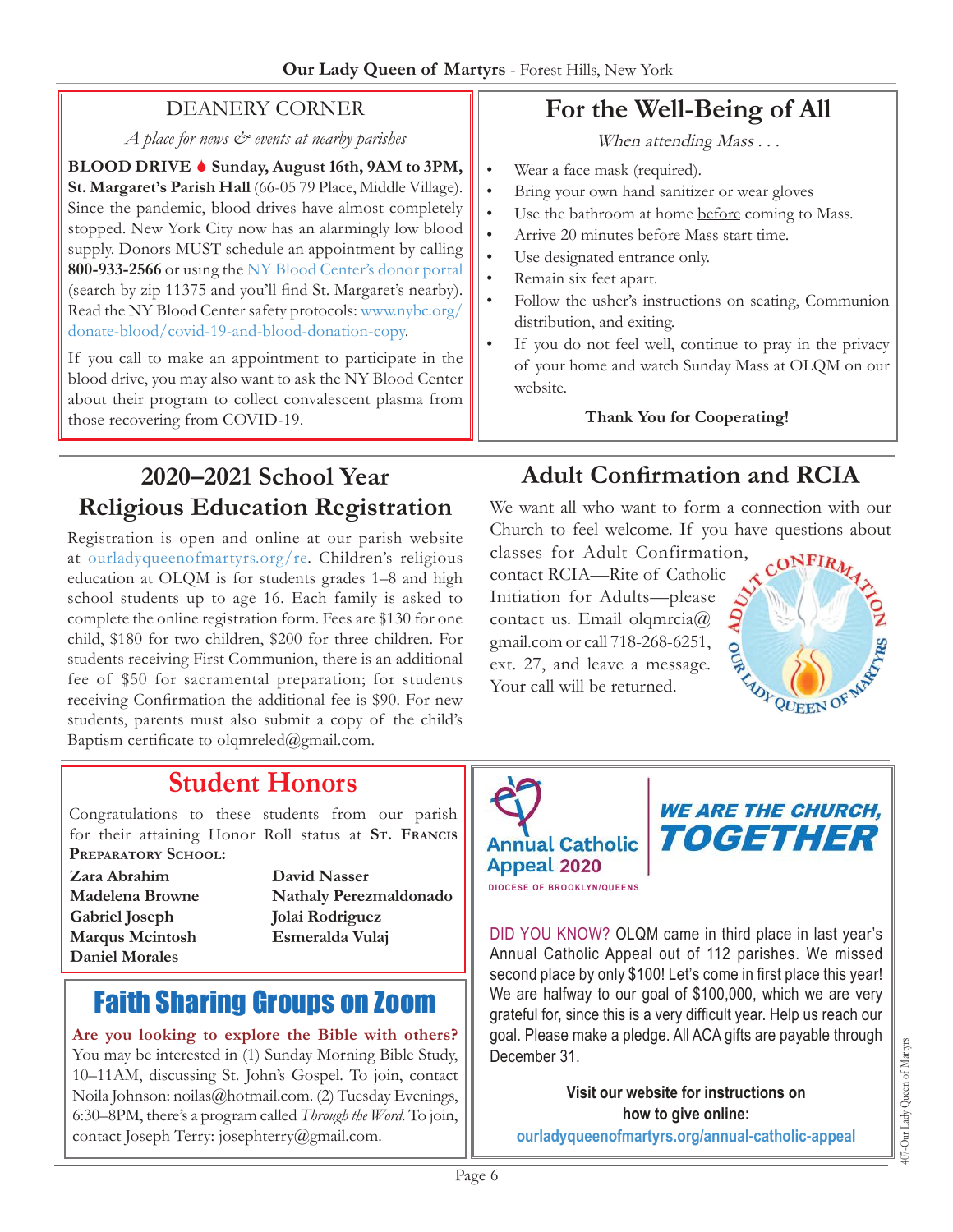## DEANERY CORNER

*A place for news & events at nearby parishes*

**BLOOD DRIVE ♦ Sunday, August 16th, 9AM to 3PM, St. Margaret's Parish Hall** (66-05 79 Place, Middle Village). Since the pandemic, blood drives have almost completely stopped. New York City now has an alarmingly low blood supply. Donors MUST schedule an appointment by calling **800-933-2566** or using the NY Blood Center's donor portal (search by zip 11375 and you'll find St. Margaret's nearby). Read the NY Blood Center safety protocols: www.nybc.org/donate-blood/covid-19-and-blood-donation-copy.

If you call to make an appointment to participate in the blood drive, you may also want to ask the NY Blood Center about their program to collect convalescent plasma from those recovering from COVID-19.

## For the Well-Being of All

*When attending Mass . . .*

- Wear a face mask (required).
- Bring your own hand sanitizer or wear gloves
- Use the bathroom at home before coming to Mass.
- Arrive 20 minutes before Mass start time.
- Use designated entrance only.
- Remain six feet apart.
- Follow the usher's instructions on seating, Communion distribution, and exiting.
- If you do not feel well, continue to pray in the privacy of your home and watch Sunday Mass at OLQM on our website.

**Thank You for Cooperating!**

## 2020–2021 School Year Religious Education Registration

Registration is open and online at our parish website at ourladyqueenofmartyrs.org/re. Children's religious education at OLQM is for students grades 1–8 and high school students up to age 16. Each family is asked to complete the online registration form. Fees are $130 for one child, $180 for two children, $200 for three children. For students receiving First Communion, there is an additional fee of $50 for sacramental preparation; for students receiving Confirmation the additional fee is $90. For new students, parents must also submit a copy of the child's Baptism certificate to olqmreled@gmail.com.

## Adult Confirmation and RCIA

We want all who want to form a connection with our Church to feel welcome. If you have questions about classes for Adult Confirmation, contact RCIA—Rite of Catholic Initiation for Adults—please contact us. Email olqmrcia@gmail.com or call 718-268-6251, ext. 27, and leave a message. Your call will be returned.

## Student Honors

Congratulations to these students from our parish for their attaining Honor Roll status at **St. Francis Preparatory School:**

**Zara Abrahim**
**Madelena Browne**
**Gabriel Joseph**
**Marqus Mcintosh**
**Daniel Morales**
**David Nasser**
**Nathaly Perezmaldonado**
**Jolai Rodriguez**
**Esmeralda Vulaj**

## Faith Sharing Groups on Zoom

**Are you looking to explore the Bible with others?** You may be interested in (1) Sunday Morning Bible Study, 10–11AM, discussing St. John's Gospel. To join, contact Noila Johnson: noilas@hotmail.com. (2) Tuesday Evenings, 6:30–8PM, there's a program called *Through the Word.* To join, contact Joseph Terry: josephterry@gmail.com.

## Annual Catholic Appeal 2020

DIOCESE OF BROOKLYN/QUEENS

**WE ARE THE CHURCH, TOGETHER**

DID YOU KNOW? OLQM came in third place in last year's Annual Catholic Appeal out of 112 parishes. We missed second place by only $100! Let's come in first place this year! We are halfway to our goal of $100,000, which we are very grateful for, since this is a very difficult year. Help us reach our goal. Please make a pledge. All ACA gifts are payable through December 31.

**Visit our website for instructions on how to give online:**
**ourladyqueenofmartyrs.org/annual-catholic-appeal**